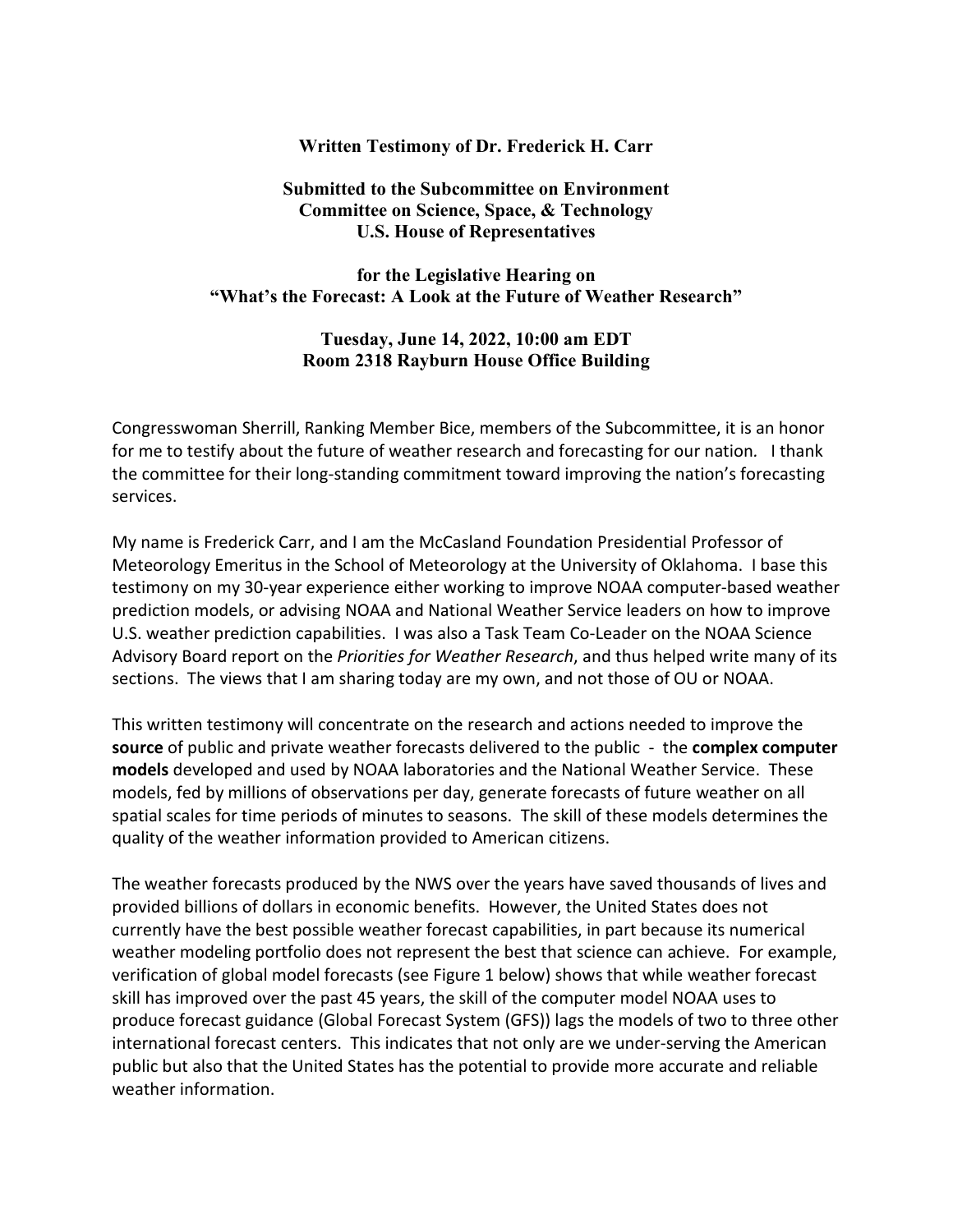**Written Testimony of Dr. Frederick H. Carr**

**Submitted to the Subcommittee on Environment**
**Committee on Science, Space, & Technology**
**U.S. House of Representatives**

**for the Legislative Hearing on**
**"What's the Forecast: A Look at the Future of Weather Research"**

**Tuesday, June 14, 2022, 10:00 am EDT**
**Room 2318 Rayburn House Office Building**

Congresswoman Sherrill, Ranking Member Bice, members of the Subcommittee, it is an honor for me to testify about the future of weather research and forecasting for our nation. I thank the committee for their long-standing commitment toward improving the nation's forecasting services.

My name is Frederick Carr, and I am the McCasland Foundation Presidential Professor of Meteorology Emeritus in the School of Meteorology at the University of Oklahoma. I base this testimony on my 30-year experience either working to improve NOAA computer-based weather prediction models, or advising NOAA and National Weather Service leaders on how to improve U.S. weather prediction capabilities. I was also a Task Team Co-Leader on the NOAA Science Advisory Board report on the *Priorities for Weather Research*, and thus helped write many of its sections. The views that I am sharing today are my own, and not those of OU or NOAA.

This written testimony will concentrate on the research and actions needed to improve the **source** of public and private weather forecasts delivered to the public - the **complex computer models** developed and used by NOAA laboratories and the National Weather Service. These models, fed by millions of observations per day, generate forecasts of future weather on all spatial scales for time periods of minutes to seasons. The skill of these models determines the quality of the weather information provided to American citizens.

The weather forecasts produced by the NWS over the years have saved thousands of lives and provided billions of dollars in economic benefits. However, the United States does not currently have the best possible weather forecast capabilities, in part because its numerical weather modeling portfolio does not represent the best that science can achieve. For example, verification of global model forecasts (see Figure 1 below) shows that while weather forecast skill has improved over the past 45 years, the skill of the computer model NOAA uses to produce forecast guidance (Global Forecast System (GFS)) lags the models of two to three other international forecast centers. This indicates that not only are we under-serving the American public but also that the United States has the potential to provide more accurate and reliable weather information.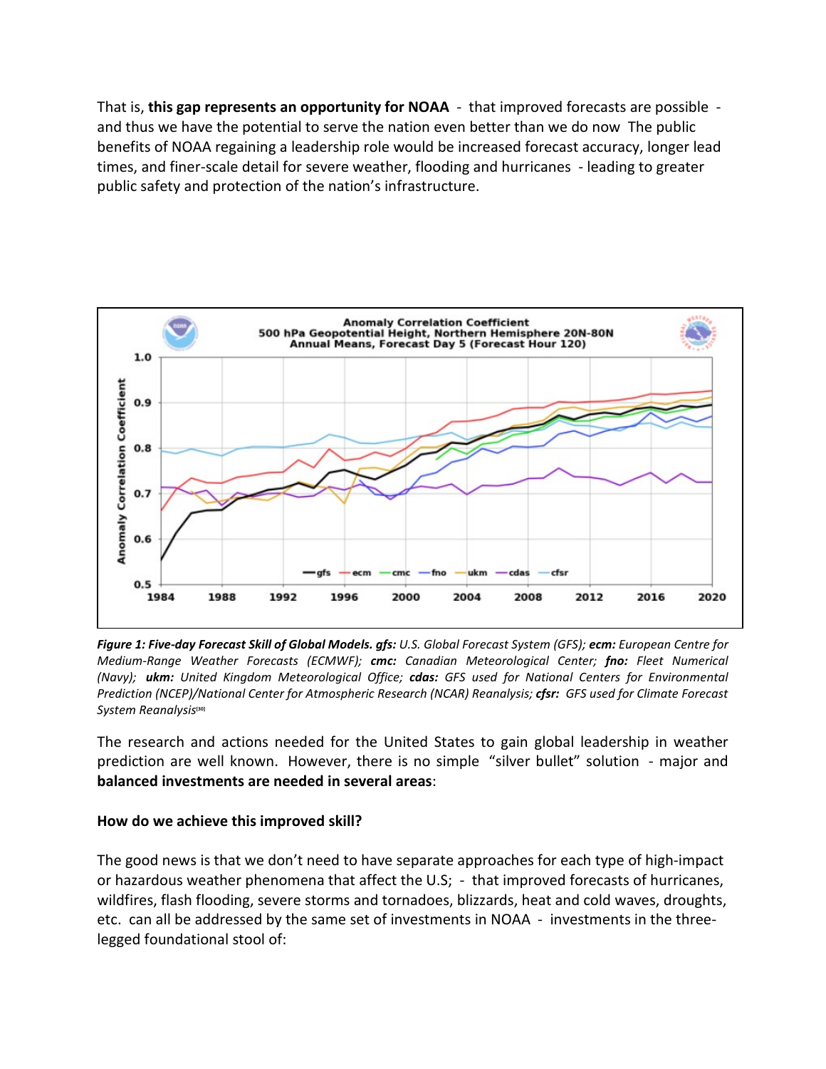That is, **this gap represents an opportunity for NOAA** - that improved forecasts are possible - and thus we have the potential to serve the nation even better than we do now The public benefits of NOAA regaining a leadership role would be increased forecast accuracy, longer lead times, and finer-scale detail for severe weather, flooding and hurricanes - leading to greater public safety and protection of the nation's infrastructure.

***Figure 1: Five-day Forecast Skill of Global Models. gfs:*** *U.S. Global Forecast System (GFS);* ***ecm:*** *European Centre for Medium-Range Weather Forecasts (ECMWF);* ***cmc:*** *Canadian Meteorological Center;* ***fno:*** *Fleet Numerical (Navy);* ***ukm:*** *United Kingdom Meteorological Office;* ***cdas:*** *GFS used for National Centers for Environmental Prediction (NCEP)/National Center for Atmospheric Research (NCAR) Reanalysis;* ***cfsr:*** *GFS used for Climate Forecast System Reanalysis*[30]

The research and actions needed for the United States to gain global leadership in weather prediction are well known. However, there is no simple "silver bullet" solution - major and **balanced investments are needed in several areas**:

**How do we achieve this improved skill?**

The good news is that we don't need to have separate approaches for each type of high-impact or hazardous weather phenomena that affect the U.S; - that improved forecasts of hurricanes, wildfires, flash flooding, severe storms and tornadoes, blizzards, heat and cold waves, droughts, etc. can all be addressed by the same set of investments in NOAA - investments in the three-legged foundational stool of: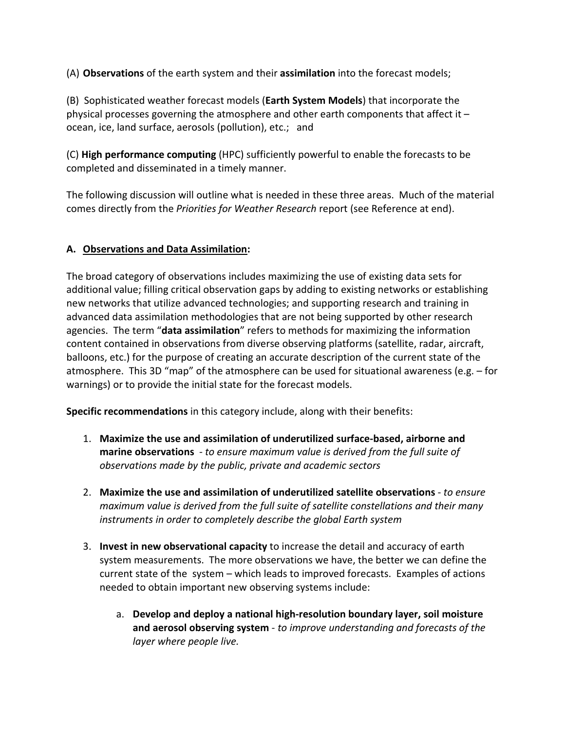(A) **Observations** of the earth system and their **assimilation** into the forecast models;

(B) Sophisticated weather forecast models (**Earth System Models**) that incorporate the physical processes governing the atmosphere and other earth components that affect it – ocean, ice, land surface, aerosols (pollution), etc.; and

(C) **High performance computing** (HPC) sufficiently powerful to enable the forecasts to be completed and disseminated in a timely manner.

The following discussion will outline what is needed in these three areas. Much of the material comes directly from the *Priorities for Weather Research* report (see Reference at end).

## A. <u>Observations and Data Assimilation</u>:

The broad category of observations includes maximizing the use of existing data sets for additional value; filling critical observation gaps by adding to existing networks or establishing new networks that utilize advanced technologies; and supporting research and training in advanced data assimilation methodologies that are not being supported by other research agencies. The term "**data assimilation**" refers to methods for maximizing the information content contained in observations from diverse observing platforms (satellite, radar, aircraft, balloons, etc.) for the purpose of creating an accurate description of the current state of the atmosphere. This 3D "map" of the atmosphere can be used for situational awareness (e.g. – for warnings) or to provide the initial state for the forecast models.

**Specific recommendations** in this category include, along with their benefits:

1. **Maximize the use and assimilation of underutilized surface-based, airborne and marine observations** - *to ensure maximum value is derived from the full suite of observations made by the public, private and academic sectors*

2. **Maximize the use and assimilation of underutilized satellite observations** - *to ensure maximum value is derived from the full suite of satellite constellations and their many instruments in order to completely describe the global Earth system*

3. **Invest in new observational capacity** to increase the detail and accuracy of earth system measurements. The more observations we have, the better we can define the current state of the system – which leads to improved forecasts. Examples of actions needed to obtain important new observing systems include:

    a. **Develop and deploy a national high-resolution boundary layer, soil moisture and aerosol observing system** - *to improve understanding and forecasts of the layer where people live.*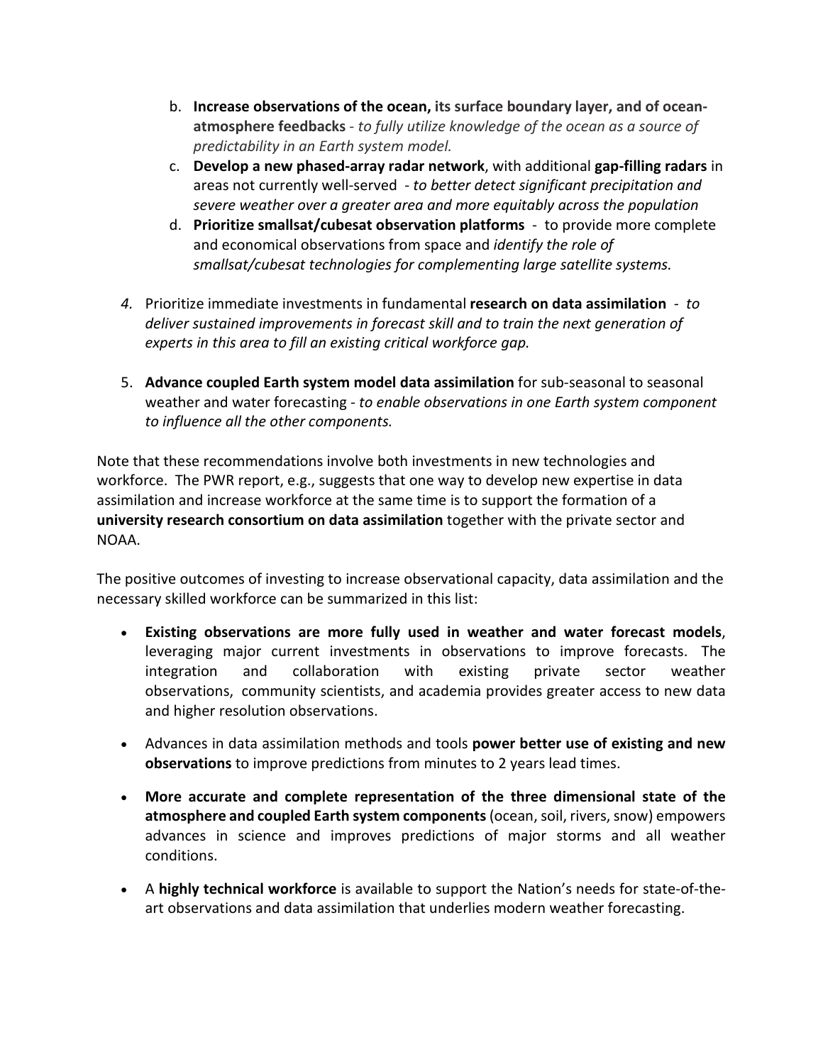b. **Increase observations of the ocean, its surface boundary layer, and of ocean-atmosphere feedbacks** - *to fully utilize knowledge of the ocean as a source of predictability in an Earth system model.*

c. **Develop a new phased-array radar network**, with additional **gap-filling radars** in areas not currently well-served - *to better detect significant precipitation and severe weather over a greater area and more equitably across the population*

d. **Prioritize smallsat/cubesat observation platforms** - to provide more complete and economical observations from space and *identify the role of smallsat/cubesat technologies for complementing large satellite systems.*

4. Prioritize immediate investments in fundamental **research on data assimilation** - *to deliver sustained improvements in forecast skill and to train the next generation of experts in this area to fill an existing critical workforce gap.*

5. **Advance coupled Earth system model data assimilation** for sub-seasonal to seasonal weather and water forecasting - *to enable observations in one Earth system component to influence all the other components.*

Note that these recommendations involve both investments in new technologies and workforce. The PWR report, e.g., suggests that one way to develop new expertise in data assimilation and increase workforce at the same time is to support the formation of a **university research consortium on data assimilation** together with the private sector and NOAA.

The positive outcomes of investing to increase observational capacity, data assimilation and the necessary skilled workforce can be summarized in this list:

- **Existing observations are more fully used in weather and water forecast models**, leveraging major current investments in observations to improve forecasts. The integration and collaboration with existing private sector weather observations, community scientists, and academia provides greater access to new data and higher resolution observations.

- Advances in data assimilation methods and tools **power better use of existing and new observations** to improve predictions from minutes to 2 years lead times.

- **More accurate and complete representation of the three dimensional state of the atmosphere and coupled Earth system components** (ocean, soil, rivers, snow) empowers advances in science and improves predictions of major storms and all weather conditions.

- A **highly technical workforce** is available to support the Nation's needs for state-of-the-art observations and data assimilation that underlies modern weather forecasting.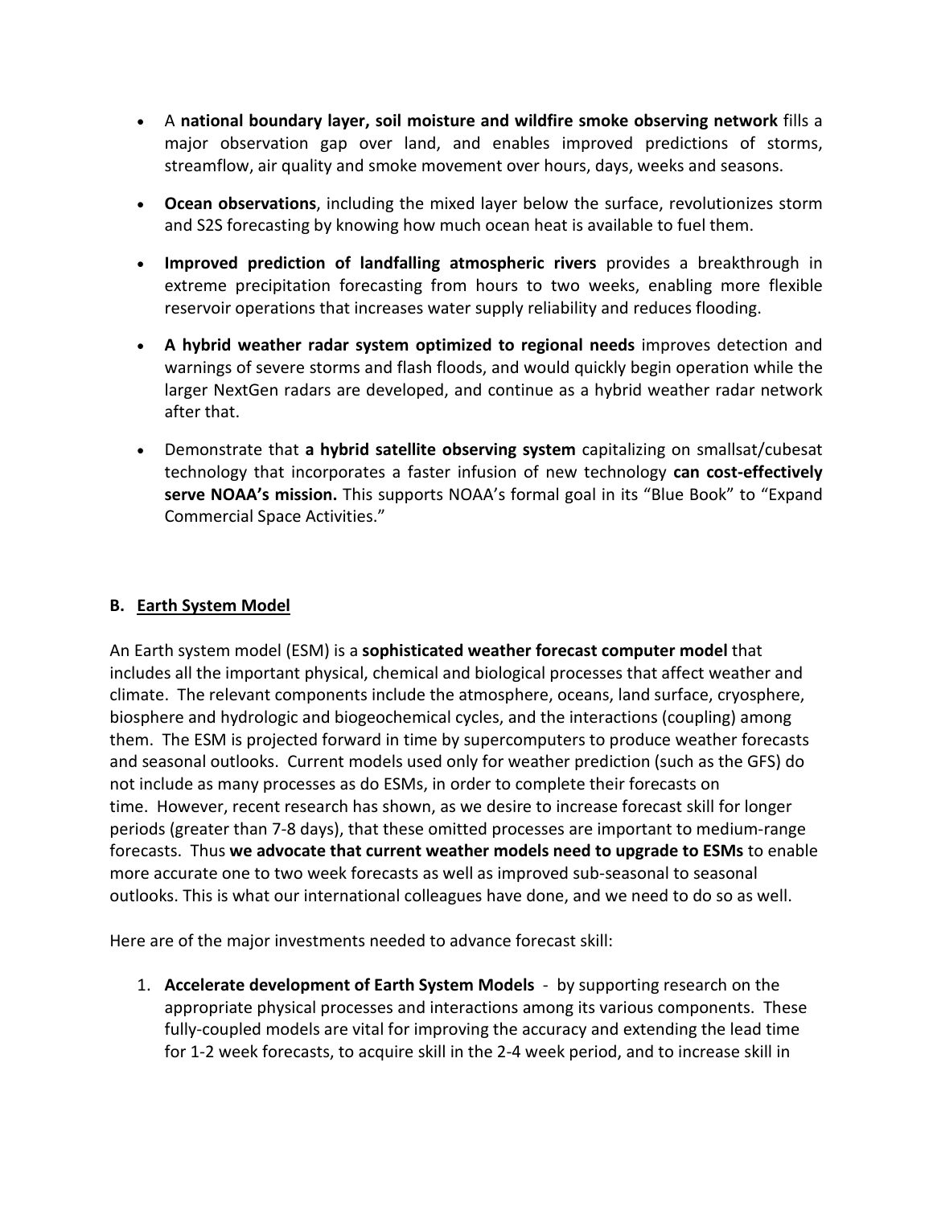- A **national boundary layer, soil moisture and wildfire smoke observing network** fills a major observation gap over land, and enables improved predictions of storms, streamflow, air quality and smoke movement over hours, days, weeks and seasons.

- **Ocean observations**, including the mixed layer below the surface, revolutionizes storm and S2S forecasting by knowing how much ocean heat is available to fuel them.

- **Improved prediction of landfalling atmospheric rivers** provides a breakthrough in extreme precipitation forecasting from hours to two weeks, enabling more flexible reservoir operations that increases water supply reliability and reduces flooding.

- **A hybrid weather radar system optimized to regional needs** improves detection and warnings of severe storms and flash floods, and would quickly begin operation while the larger NextGen radars are developed, and continue as a hybrid weather radar network after that.

- Demonstrate that **a hybrid satellite observing system** capitalizing on smallsat/cubesat technology that incorporates a faster infusion of new technology **can cost-effectively serve NOAA's mission.** This supports NOAA's formal goal in its "Blue Book" to "Expand Commercial Space Activities."

### B. Earth System Model

An Earth system model (ESM) is a **sophisticated weather forecast computer model** that includes all the important physical, chemical and biological processes that affect weather and climate. The relevant components include the atmosphere, oceans, land surface, cryosphere, biosphere and hydrologic and biogeochemical cycles, and the interactions (coupling) among them. The ESM is projected forward in time by supercomputers to produce weather forecasts and seasonal outlooks. Current models used only for weather prediction (such as the GFS) do not include as many processes as do ESMs, in order to complete their forecasts on time. However, recent research has shown, as we desire to increase forecast skill for longer periods (greater than 7-8 days), that these omitted processes are important to medium-range forecasts. Thus **we advocate that current weather models need to upgrade to ESMs** to enable more accurate one to two week forecasts as well as improved sub-seasonal to seasonal outlooks. This is what our international colleagues have done, and we need to do so as well.

Here are of the major investments needed to advance forecast skill:

1. **Accelerate development of Earth System Models** - by supporting research on the appropriate physical processes and interactions among its various components. These fully-coupled models are vital for improving the accuracy and extending the lead time for 1-2 week forecasts, to acquire skill in the 2-4 week period, and to increase skill in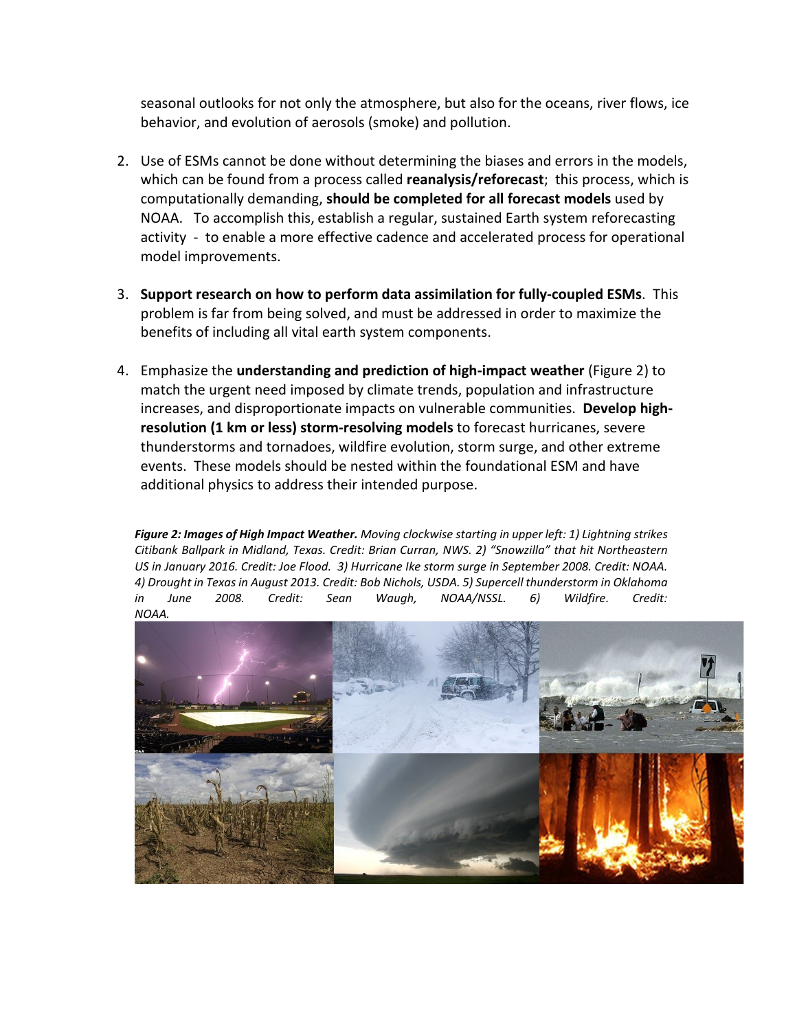seasonal outlooks for not only the atmosphere, but also for the oceans, river flows, ice behavior, and evolution of aerosols (smoke) and pollution.

2. Use of ESMs cannot be done without determining the biases and errors in the models, which can be found from a process called **reanalysis/reforecast**; this process, which is computationally demanding, **should be completed for all forecast models** used by NOAA. To accomplish this, establish a regular, sustained Earth system reforecasting activity - to enable a more effective cadence and accelerated process for operational model improvements.

3. **Support research on how to perform data assimilation for fully-coupled ESMs**. This problem is far from being solved, and must be addressed in order to maximize the benefits of including all vital earth system components.

4. Emphasize the **understanding and prediction of high-impact weather** (Figure 2) to match the urgent need imposed by climate trends, population and infrastructure increases, and disproportionate impacts on vulnerable communities. **Develop high-resolution (1 km or less) storm-resolving models** to forecast hurricanes, severe thunderstorms and tornadoes, wildfire evolution, storm surge, and other extreme events. These models should be nested within the foundational ESM and have additional physics to address their intended purpose.

***Figure 2: Images of High Impact Weather.*** *Moving clockwise starting in upper left: 1) Lightning strikes Citibank Ballpark in Midland, Texas. Credit: Brian Curran, NWS. 2) "Snowzilla" that hit Northeastern US in January 2016. Credit: Joe Flood. 3) Hurricane Ike storm surge in September 2008. Credit: NOAA. 4) Drought in Texas in August 2013. Credit: Bob Nichols, USDA. 5) Supercell thunderstorm in Oklahoma in June 2008. Credit: Sean Waugh, NOAA/NSSL. 6) Wildfire. Credit: NOAA.*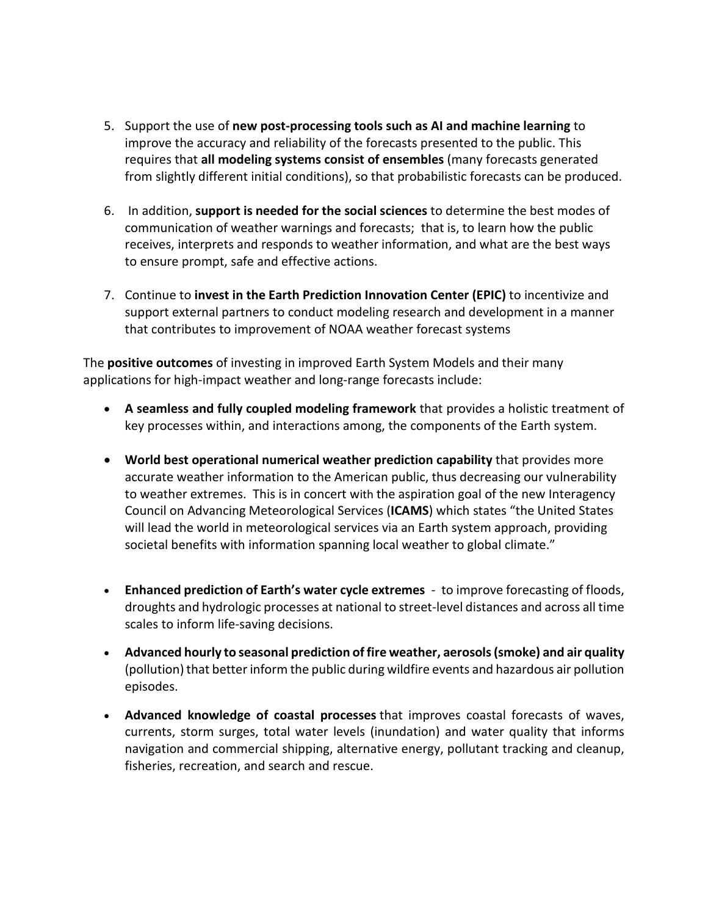5. Support the use of **new post-processing tools such as AI and machine learning** to improve the accuracy and reliability of the forecasts presented to the public. This requires that **all modeling systems consist of ensembles** (many forecasts generated from slightly different initial conditions), so that probabilistic forecasts can be produced.

6. In addition, **support is needed for the social sciences** to determine the best modes of communication of weather warnings and forecasts; that is, to learn how the public receives, interprets and responds to weather information, and what are the best ways to ensure prompt, safe and effective actions.

7. Continue to **invest in the Earth Prediction Innovation Center (EPIC)** to incentivize and support external partners to conduct modeling research and development in a manner that contributes to improvement of NOAA weather forecast systems

The **positive outcomes** of investing in improved Earth System Models and their many applications for high-impact weather and long-range forecasts include:

- **A seamless and fully coupled modeling framework** that provides a holistic treatment of key processes within, and interactions among, the components of the Earth system.

- **World best operational numerical weather prediction capability** that provides more accurate weather information to the American public, thus decreasing our vulnerability to weather extremes. This is in concert with the aspiration goal of the new Interagency Council on Advancing Meteorological Services (**ICAMS**) which states "the United States will lead the world in meteorological services via an Earth system approach, providing societal benefits with information spanning local weather to global climate."

- **Enhanced prediction of Earth's water cycle extremes** - to improve forecasting of floods, droughts and hydrologic processes at national to street-level distances and across all time scales to inform life-saving decisions.

- **Advanced hourly to seasonal prediction of fire weather, aerosols (smoke) and air quality** (pollution) that better inform the public during wildfire events and hazardous air pollution episodes.

- **Advanced knowledge of coastal processes** that improves coastal forecasts of waves, currents, storm surges, total water levels (inundation) and water quality that informs navigation and commercial shipping, alternative energy, pollutant tracking and cleanup, fisheries, recreation, and search and rescue.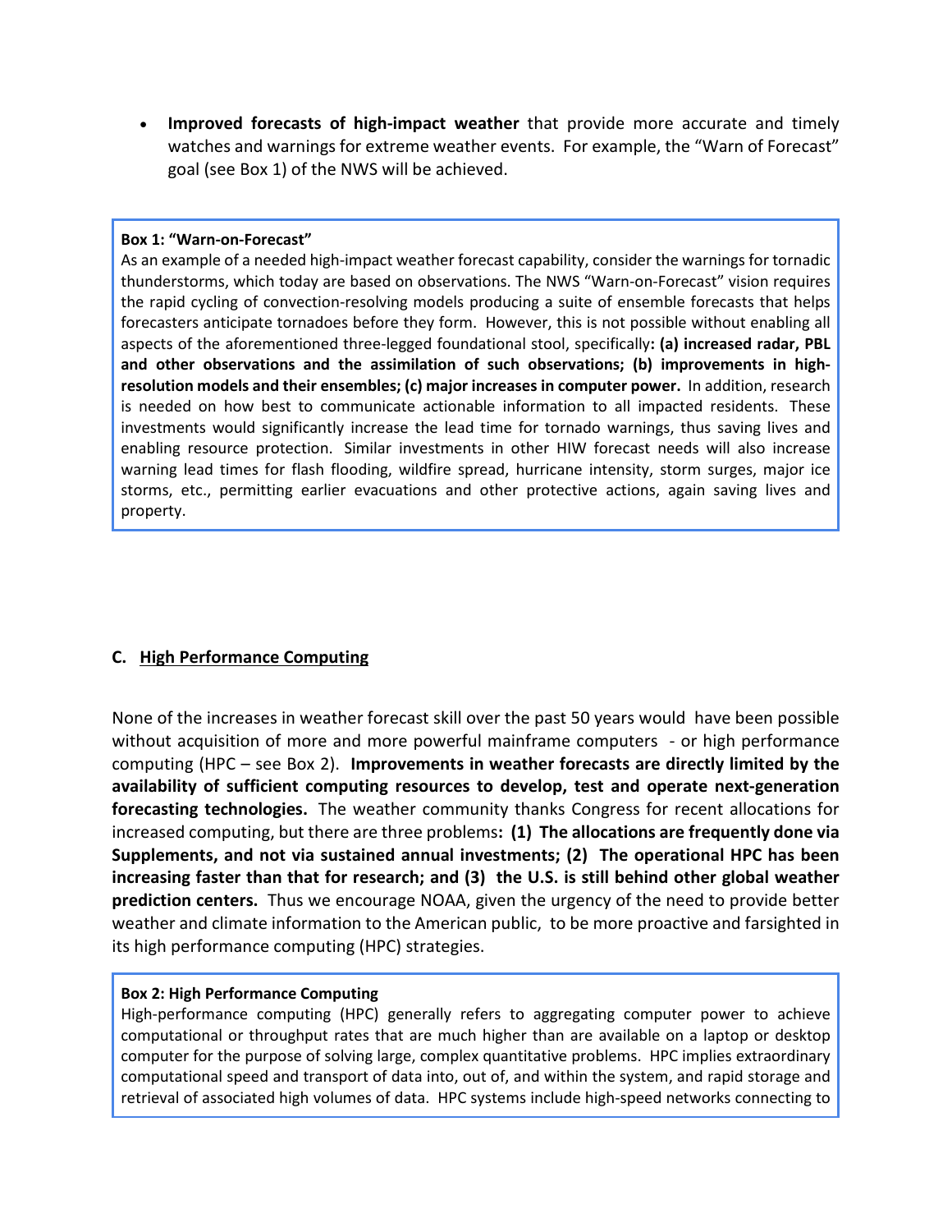- **Improved forecasts of high-impact weather** that provide more accurate and timely watches and warnings for extreme weather events. For example, the "Warn of Forecast" goal (see Box 1) of the NWS will be achieved.

> **Box 1: "Warn-on-Forecast"**
> As an example of a needed high-impact weather forecast capability, consider the warnings for tornadic thunderstorms, which today are based on observations. The NWS "Warn-on-Forecast" vision requires the rapid cycling of convection-resolving models producing a suite of ensemble forecasts that helps forecasters anticipate tornadoes before they form. However, this is not possible without enabling all aspects of the aforementioned three-legged foundational stool, specifically**: (a) increased radar, PBL and other observations and the assimilation of such observations; (b) improvements in high-resolution models and their ensembles; (c) major increases in computer power.** In addition, research is needed on how best to communicate actionable information to all impacted residents. These investments would significantly increase the lead time for tornado warnings, thus saving lives and enabling resource protection. Similar investments in other HIW forecast needs will also increase warning lead times for flash flooding, wildfire spread, hurricane intensity, storm surges, major ice storms, etc., permitting earlier evacuations and other protective actions, again saving lives and property.

### C. <u>High Performance Computing</u>

None of the increases in weather forecast skill over the past 50 years would have been possible without acquisition of more and more powerful mainframe computers - or high performance computing (HPC – see Box 2). **Improvements in weather forecasts are directly limited by the availability of sufficient computing resources to develop, test and operate next-generation forecasting technologies.** The weather community thanks Congress for recent allocations for increased computing, but there are three problems**: (1) The allocations are frequently done via Supplements, and not via sustained annual investments; (2) The operational HPC has been increasing faster than that for research; and (3) the U.S. is still behind other global weather prediction centers.** Thus we encourage NOAA, given the urgency of the need to provide better weather and climate information to the American public, to be more proactive and farsighted in its high performance computing (HPC) strategies.

> **Box 2: High Performance Computing**
> High-performance computing (HPC) generally refers to aggregating computer power to achieve computational or throughput rates that are much higher than are available on a laptop or desktop computer for the purpose of solving large, complex quantitative problems. HPC implies extraordinary computational speed and transport of data into, out of, and within the system, and rapid storage and retrieval of associated high volumes of data. HPC systems include high-speed networks connecting to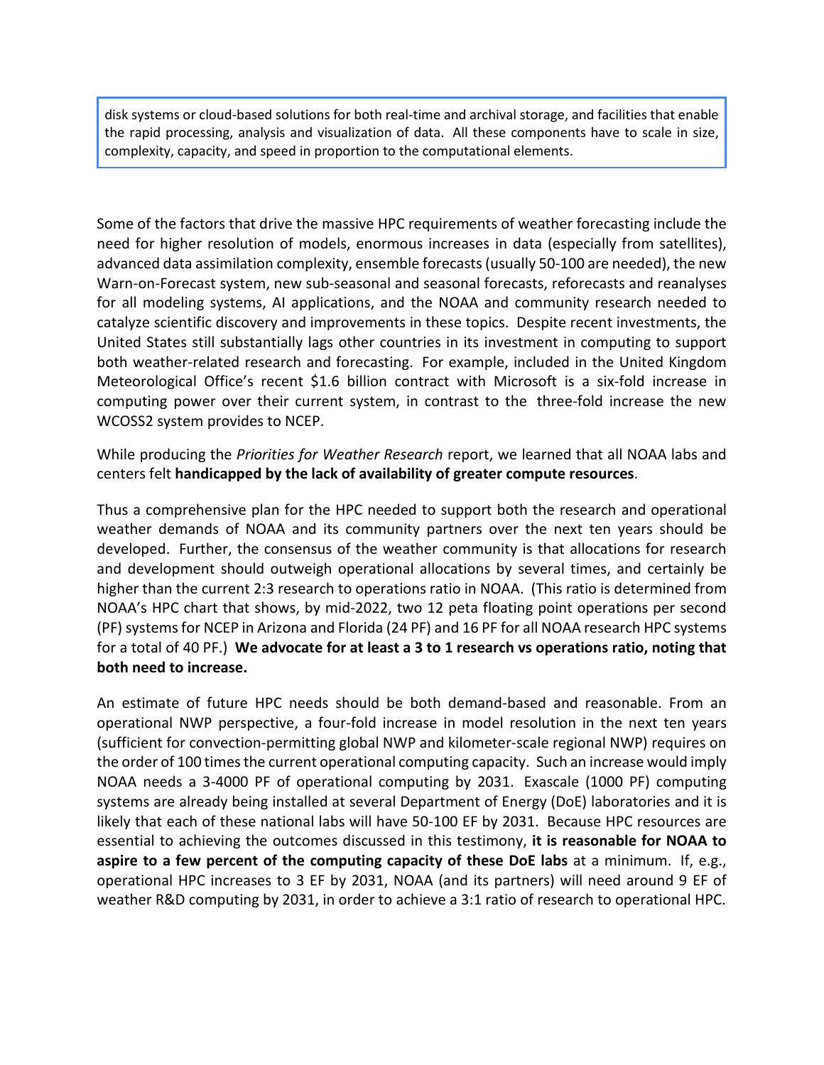disk systems or cloud-based solutions for both real-time and archival storage, and facilities that enable the rapid processing, analysis and visualization of data. All these components have to scale in size, complexity, capacity, and speed in proportion to the computational elements.

Some of the factors that drive the massive HPC requirements of weather forecasting include the need for higher resolution of models, enormous increases in data (especially from satellites), advanced data assimilation complexity, ensemble forecasts (usually 50-100 are needed), the new Warn-on-Forecast system, new sub-seasonal and seasonal forecasts, reforecasts and reanalyses for all modeling systems, AI applications, and the NOAA and community research needed to catalyze scientific discovery and improvements in these topics. Despite recent investments, the United States still substantially lags other countries in its investment in computing to support both weather-related research and forecasting. For example, included in the United Kingdom Meteorological Office's recent $1.6 billion contract with Microsoft is a six-fold increase in computing power over their current system, in contrast to the three-fold increase the new WCOSS2 system provides to NCEP.

While producing the *Priorities for Weather Research* report, we learned that all NOAA labs and centers felt **handicapped by the lack of availability of greater compute resources**.

Thus a comprehensive plan for the HPC needed to support both the research and operational weather demands of NOAA and its community partners over the next ten years should be developed. Further, the consensus of the weather community is that allocations for research and development should outweigh operational allocations by several times, and certainly be higher than the current 2:3 research to operations ratio in NOAA. (This ratio is determined from NOAA's HPC chart that shows, by mid-2022, two 12 peta floating point operations per second (PF) systems for NCEP in Arizona and Florida (24 PF) and 16 PF for all NOAA research HPC systems for a total of 40 PF.) **We advocate for at least a 3 to 1 research vs operations ratio, noting that both need to increase.**

An estimate of future HPC needs should be both demand-based and reasonable. From an operational NWP perspective, a four-fold increase in model resolution in the next ten years (sufficient for convection-permitting global NWP and kilometer-scale regional NWP) requires on the order of 100 times the current operational computing capacity. Such an increase would imply NOAA needs a 3-4000 PF of operational computing by 2031. Exascale (1000 PF) computing systems are already being installed at several Department of Energy (DoE) laboratories and it is likely that each of these national labs will have 50-100 EF by 2031. Because HPC resources are essential to achieving the outcomes discussed in this testimony, **it is reasonable for NOAA to aspire to a few percent of the computing capacity of these DoE labs** at a minimum. If, e.g., operational HPC increases to 3 EF by 2031, NOAA (and its partners) will need around 9 EF of weather R&D computing by 2031, in order to achieve a 3:1 ratio of research to operational HPC.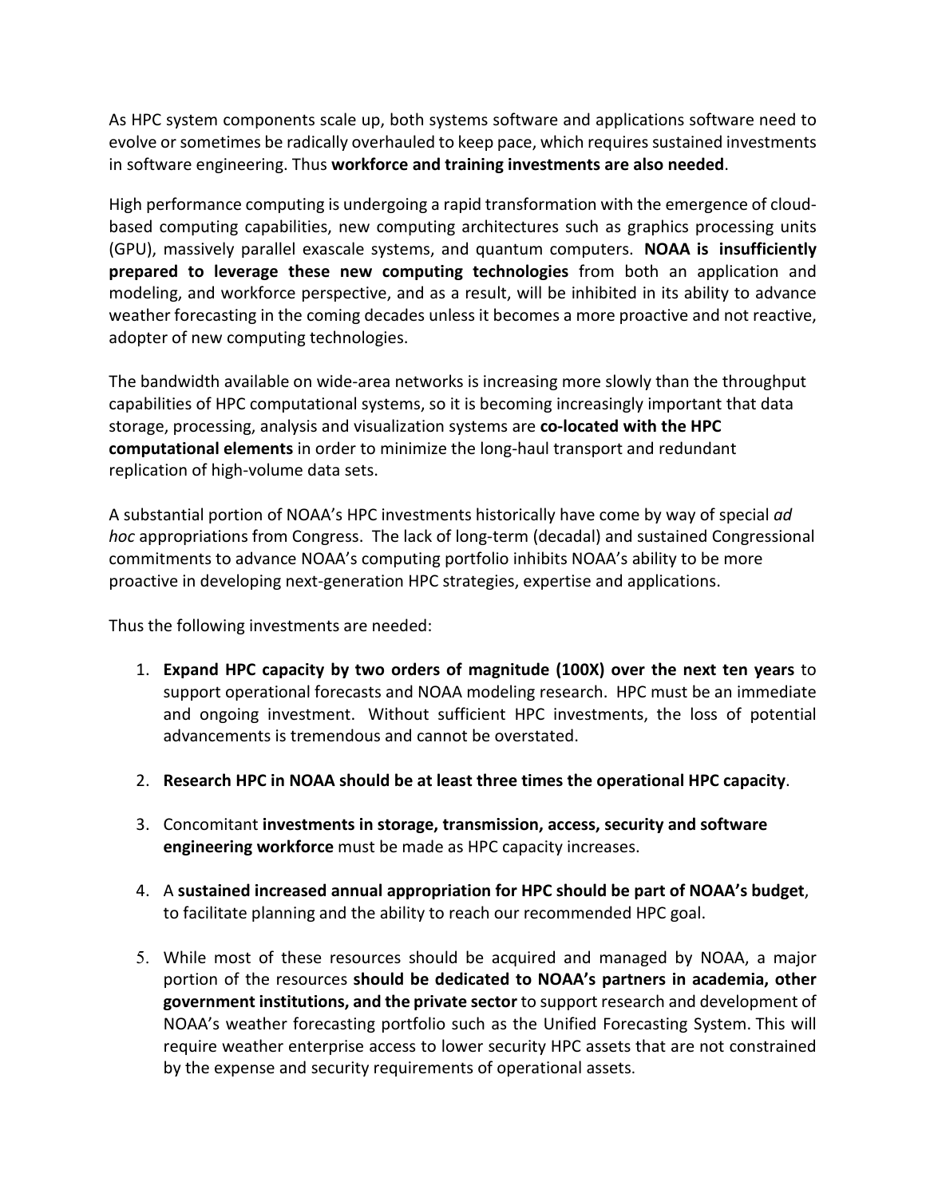As HPC system components scale up, both systems software and applications software need to evolve or sometimes be radically overhauled to keep pace, which requires sustained investments in software engineering. Thus **workforce and training investments are also needed**.

High performance computing is undergoing a rapid transformation with the emergence of cloud-based computing capabilities, new computing architectures such as graphics processing units (GPU), massively parallel exascale systems, and quantum computers. **NOAA is insufficiently prepared to leverage these new computing technologies** from both an application and modeling, and workforce perspective, and as a result, will be inhibited in its ability to advance weather forecasting in the coming decades unless it becomes a more proactive and not reactive, adopter of new computing technologies.

The bandwidth available on wide-area networks is increasing more slowly than the throughput capabilities of HPC computational systems, so it is becoming increasingly important that data storage, processing, analysis and visualization systems are **co-located with the HPC computational elements** in order to minimize the long-haul transport and redundant replication of high-volume data sets.

A substantial portion of NOAA's HPC investments historically have come by way of special *ad hoc* appropriations from Congress. The lack of long-term (decadal) and sustained Congressional commitments to advance NOAA's computing portfolio inhibits NOAA's ability to be more proactive in developing next-generation HPC strategies, expertise and applications.

Thus the following investments are needed:

1. **Expand HPC capacity by two orders of magnitude (100X) over the next ten years** to support operational forecasts and NOAA modeling research. HPC must be an immediate and ongoing investment. Without sufficient HPC investments, the loss of potential advancements is tremendous and cannot be overstated.

2. **Research HPC in NOAA should be at least three times the operational HPC capacity**.

3. Concomitant **investments in storage, transmission, access, security and software engineering workforce** must be made as HPC capacity increases.

4. A **sustained increased annual appropriation for HPC should be part of NOAA's budget**, to facilitate planning and the ability to reach our recommended HPC goal.

5. While most of these resources should be acquired and managed by NOAA, a major portion of the resources **should be dedicated to NOAA's partners in academia, other government institutions, and the private sector** to support research and development of NOAA's weather forecasting portfolio such as the Unified Forecasting System. This will require weather enterprise access to lower security HPC assets that are not constrained by the expense and security requirements of operational assets.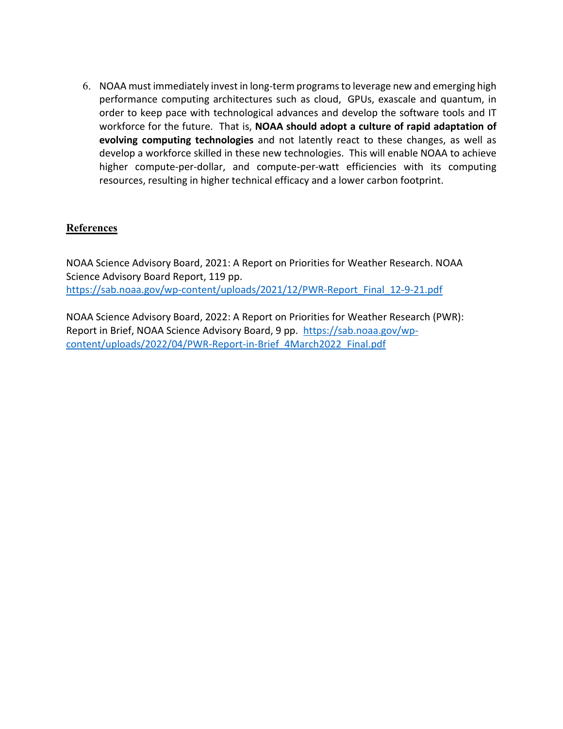6. NOAA must immediately invest in long-term programs to leverage new and emerging high performance computing architectures such as cloud, GPUs, exascale and quantum, in order to keep pace with technological advances and develop the software tools and IT workforce for the future. That is, **NOAA should adopt a culture of rapid adaptation of evolving computing technologies** and not latently react to these changes, as well as develop a workforce skilled in these new technologies. This will enable NOAA to achieve higher compute-per-dollar, and compute-per-watt efficiencies with its computing resources, resulting in higher technical efficacy and a lower carbon footprint.

## References

NOAA Science Advisory Board, 2021: A Report on Priorities for Weather Research. NOAA Science Advisory Board Report, 119 pp. https://sab.noaa.gov/wp-content/uploads/2021/12/PWR-Report_Final_12-9-21.pdf

NOAA Science Advisory Board, 2022: A Report on Priorities for Weather Research (PWR): Report in Brief, NOAA Science Advisory Board, 9 pp. https://sab.noaa.gov/wp-content/uploads/2022/04/PWR-Report-in-Brief_4March2022_Final.pdf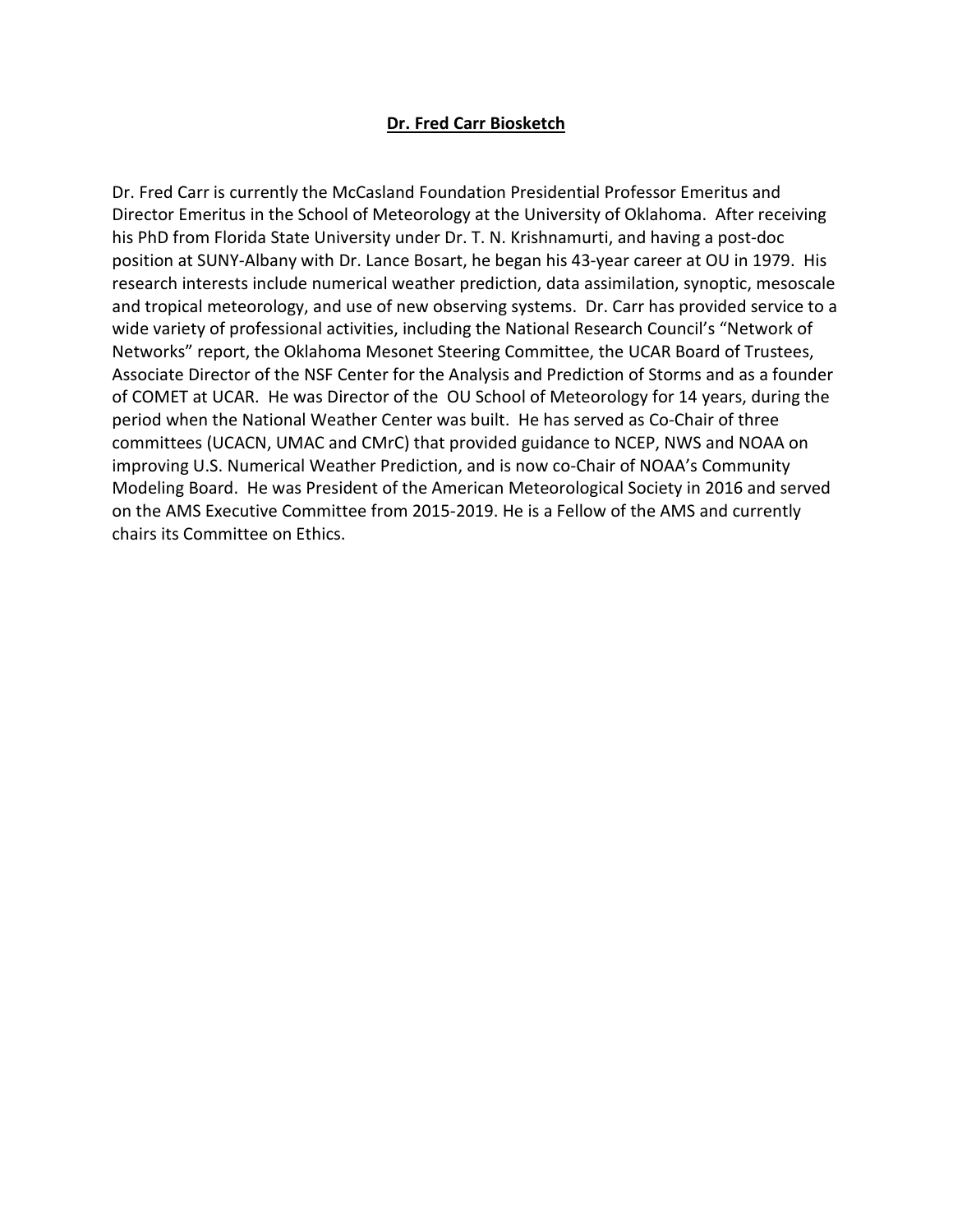# Dr. Fred Carr Biosketch

Dr. Fred Carr is currently the McCasland Foundation Presidential Professor Emeritus and Director Emeritus in the School of Meteorology at the University of Oklahoma. After receiving his PhD from Florida State University under Dr. T. N. Krishnamurti, and having a post-doc position at SUNY-Albany with Dr. Lance Bosart, he began his 43-year career at OU in 1979. His research interests include numerical weather prediction, data assimilation, synoptic, mesoscale and tropical meteorology, and use of new observing systems. Dr. Carr has provided service to a wide variety of professional activities, including the National Research Council's "Network of Networks" report, the Oklahoma Mesonet Steering Committee, the UCAR Board of Trustees, Associate Director of the NSF Center for the Analysis and Prediction of Storms and as a founder of COMET at UCAR. He was Director of the OU School of Meteorology for 14 years, during the period when the National Weather Center was built. He has served as Co-Chair of three committees (UCACN, UMAC and CMrC) that provided guidance to NCEP, NWS and NOAA on improving U.S. Numerical Weather Prediction, and is now co-Chair of NOAA's Community Modeling Board. He was President of the American Meteorological Society in 2016 and served on the AMS Executive Committee from 2015-2019. He is a Fellow of the AMS and currently chairs its Committee on Ethics.